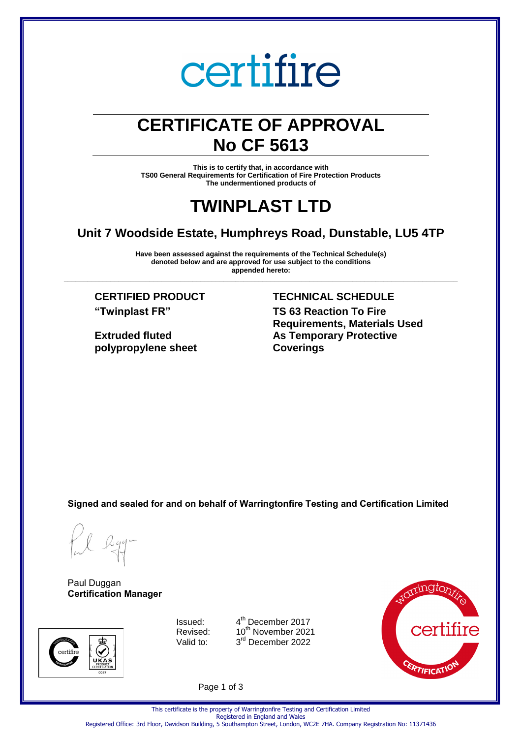certifire

# CERTIFICATE OF APPROVAL
# No CF 5613

**This is to certify that, in accordance with**
**TS00 General Requirements for Certification of Fire Protection Products**
**The undermentioned products of**

# TWINPLAST LTD

## Unit 7 Woodside Estate, Humphreys Road, Dunstable, LU5 4TP

**Have been assessed against the requirements of the Technical Schedule(s) denoted below and are approved for use subject to the conditions appended hereto:**

| CERTIFIED PRODUCT | TECHNICAL SCHEDULE |
|---|---|
| **"Twinplast FR"** | **TS 63 Reaction To Fire Requirements, Materials Used As Temporary Protective Coverings** |
| **Extruded fluted polypropylene sheet** | |

**Signed and sealed for and on behalf of Warringtonfire Testing and Certification Limited**

Paul Duggan
**Certification Manager**

Issued: 4th December 2017
Revised: 10th November 2021
Valid to: 3rd December 2022

This certificate is the property of Warringtonfire Testing and Certification Limited
Registered in England and Wales
Registered Office: 3rd Floor, Davidson Building, 5 Southampton Street, London, WC2E 7HA. Company Registration No: 11371436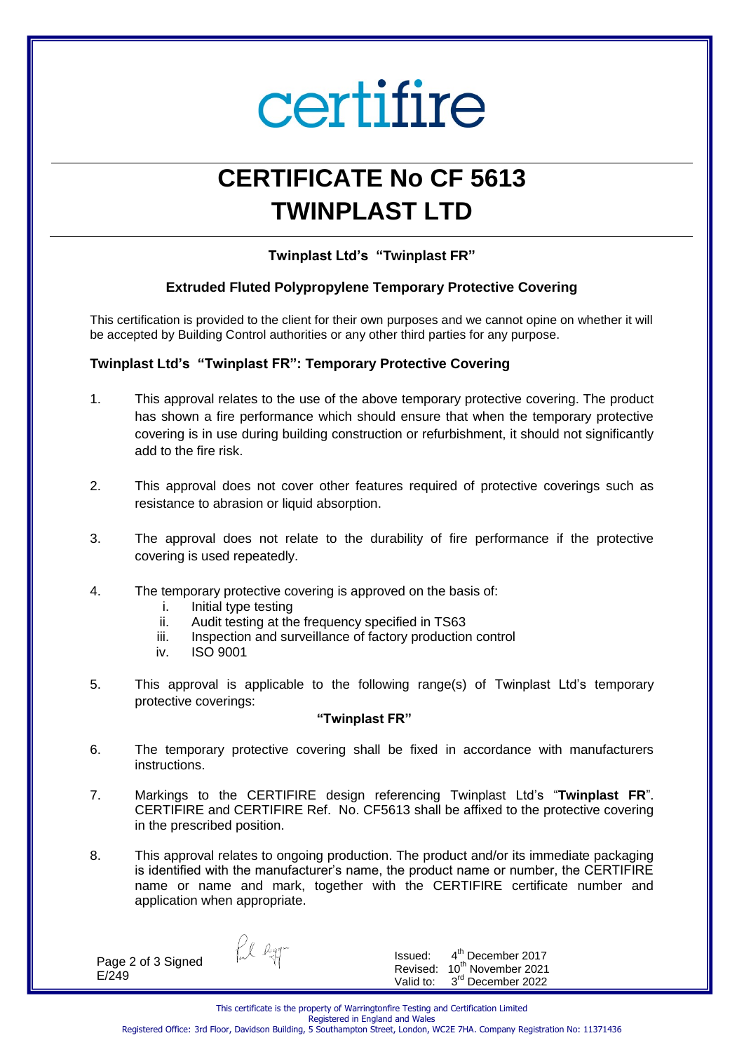# certifire

# CERTIFICATE No CF 5613
# TWINPLAST LTD

**Twinplast Ltd's "Twinplast FR"**

**Extruded Fluted Polypropylene Temporary Protective Covering**

This certification is provided to the client for their own purposes and we cannot opine on whether it will be accepted by Building Control authorities or any other third parties for any purpose.

**Twinplast Ltd's "Twinplast FR": Temporary Protective Covering**

1. This approval relates to the use of the above temporary protective covering. The product has shown a fire performance which should ensure that when the temporary protective covering is in use during building construction or refurbishment, it should not significantly add to the fire risk.

2. This approval does not cover other features required of protective coverings such as resistance to abrasion or liquid absorption.

3. The approval does not relate to the durability of fire performance if the protective covering is used repeatedly.

4. The temporary protective covering is approved on the basis of:
   i. Initial type testing
   ii. Audit testing at the frequency specified in TS63
   iii. Inspection and surveillance of factory production control
   iv. ISO 9001

5. This approval is applicable to the following range(s) of Twinplast Ltd's temporary protective coverings:

   **"Twinplast FR"**

6. The temporary protective covering shall be fixed in accordance with manufacturers instructions.

7. Markings to the CERTIFIRE design referencing Twinplast Ltd's "**Twinplast FR**". CERTIFIRE and CERTIFIRE Ref. No. CF5613 shall be affixed to the protective covering in the prescribed position.

8. This approval relates to ongoing production. The product and/or its immediate packaging is identified with the manufacturer's name, the product name or number, the CERTIFIRE name or name and mark, together with the CERTIFIRE certificate number and application when appropriate.

Signed
E/249

Issued: 4th December 2017
Revised: 10th November 2021
Valid to: 3rd December 2022

This certificate is the property of Warringtonfire Testing and Certification Limited
Registered in England and Wales
Registered Office: 3rd Floor, Davidson Building, 5 Southampton Street, London, WC2E 7HA. Company Registration No: 11371436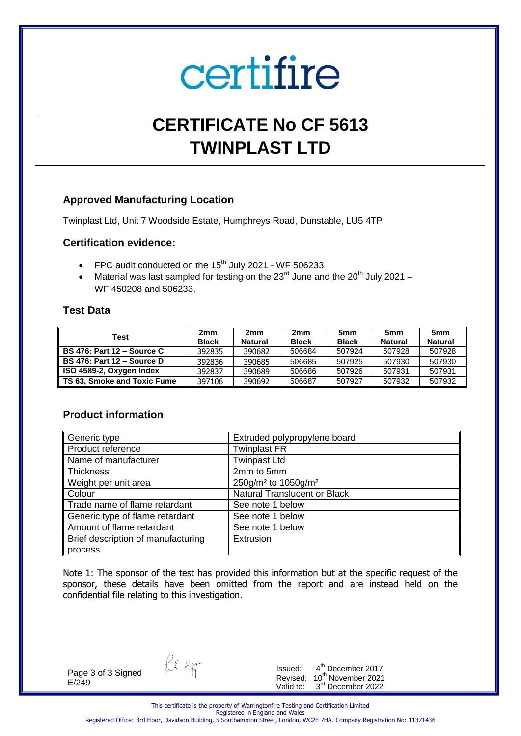# certifire

# CERTIFICATE No CF 5613
# TWINPLAST LTD

### Approved Manufacturing Location

Twinplast Ltd, Unit 7 Woodside Estate, Humphreys Road, Dunstable, LU5 4TP

### Certification evidence:

- FPC audit conducted on the 15th July 2021 - WF 506233
- Material was last sampled for testing on the 23rd June and the 20th July 2021 – WF 450208 and 506233.

### Test Data

| Test | 2mm Black | 2mm Natural | 2mm Black | 5mm Black | 5mm Natural | 5mm Natural |
|---|---|---|---|---|---|---|
| BS 476: Part 12 – Source C | 392835 | 390682 | 506684 | 507924 | 507928 | 507928 |
| BS 476: Part 12 – Source D | 392836 | 390685 | 506685 | 507925 | 507930 | 507930 |
| ISO 4589-2, Oxygen Index | 392837 | 390689 | 506686 | 507926 | 507931 | 507931 |
| TS 63, Smoke and Toxic Fume | 397106 | 390692 | 506687 | 507927 | 507932 | 507932 |

### Product information

| | |
|---|---|
| Generic type | Extruded polypropylene board |
| Product reference | Twinplast FR |
| Name of manufacturer | Twinpast Ltd |
| Thickness | 2mm to 5mm |
| Weight per unit area | 250g/m² to 1050g/m² |
| Colour | Natural Translucent or Black |
| Trade name of flame retardant | See note 1 below |
| Generic type of flame retardant | See note 1 below |
| Amount of flame retardant | See note 1 below |
| Brief description of manufacturing process | Extrusion |

Note 1: The sponsor of the test has provided this information but at the specific request of the sponsor, these details have been omitted from the report and are instead held on the confidential file relating to this investigation.

Signed E/249

Issued: 4th December 2017
Revised: 10th November 2021
Valid to: 3rd December 2022

This certificate is the property of Warringtonfire Testing and Certification Limited
Registered in England and Wales
Registered Office: 3rd Floor, Davidson Building, 5 Southampton Street, London, WC2E 7HA. Company Registration No: 11371436